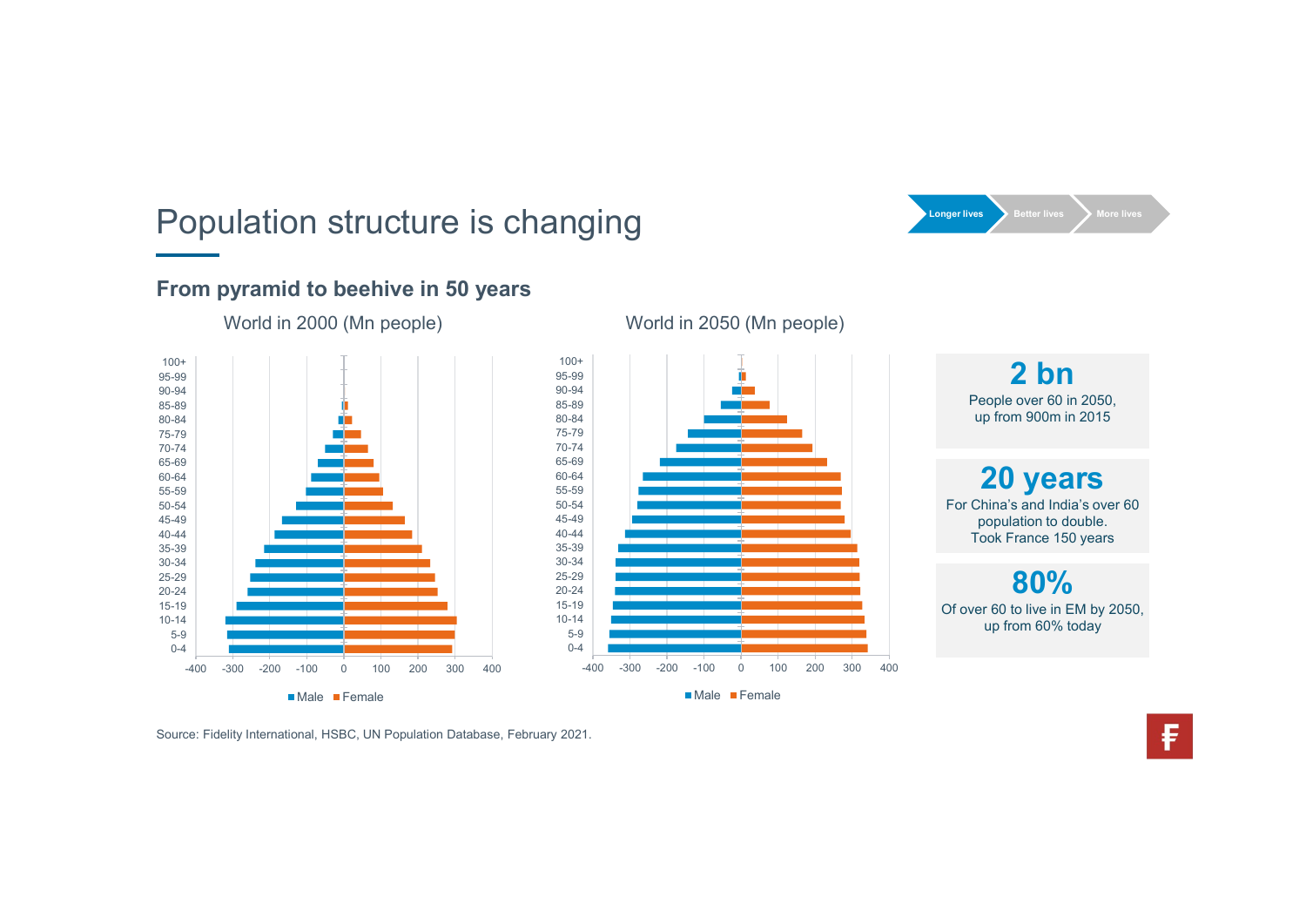# Population structure is changing

Longer lives | Better lives | More lives

## From pyramid to beehive in 50 years

World in 2000 (Mn people)

World in 2050 (Mn people)

Male | Female

**2 bn**

People over 60 in 2050, up from 900m in 2015

**20 years**

For China's and India's over 60 population to double. Took France 150 years

**80%**

Of over 60 to live in EM by 2050, up from 60% today

Source: Fidelity International, HSBC, UN Population Database, February 2021.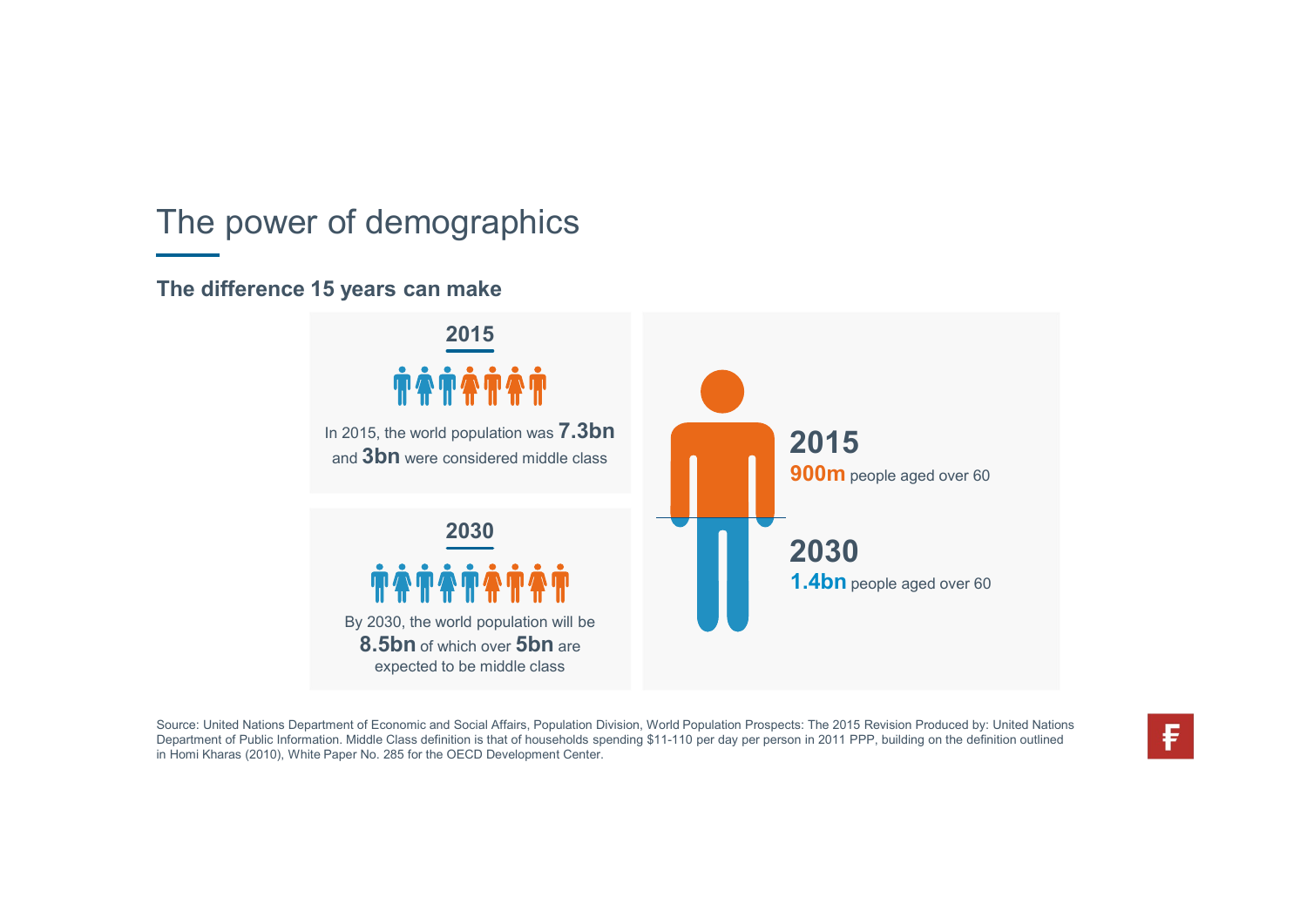# The power of demographics

### The difference 15 years can make

**2015**

In 2015, the world population was **7.3bn** and **3bn** were considered middle class

**2030**

By 2030, the world population will be **8.5bn** of which over **5bn** are expected to be middle class

**2015**

**900m** people aged over 60

**2030**

**1.4bn** people aged over 60

Source: United Nations Department of Economic and Social Affairs, Population Division, World Population Prospects: The 2015 Revision Produced by: United Nations Department of Public Information. Middle Class definition is that of households spending $11-110 per day per person in 2011 PPP, building on the definition outlined in Homi Kharas (2010), White Paper No. 285 for the OECD Development Center.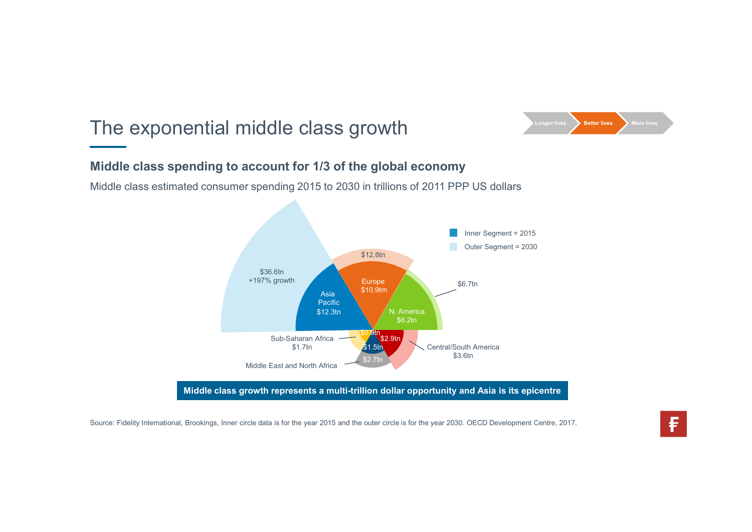# The exponential middle class growth

Longer lives | Better lives | More lives

## Middle class spending to account for 1/3 of the global economy

Middle class estimated consumer spending 2015 to 2030 in trillions of 2011 PPP US dollars

Inner Segment = 2015

Outer Segment = 2030

| Region | 2015 (Inner Segment) | 2030 (Outer Segment) |
| --- | --- | --- |
| Asia Pacific | $12.3tn | $36.6tn +197% growth |
| Europe | $10.9tm | $12.6tn |
| N. America | $6.2tn | $6.7tn |
| Central/South America | $2.9tn | $3.6tn |
| Middle East and North Africa | $1.5tn | $2.7tn |
| Sub-Saharan Africa | $0.9tn | $1.7tn |

**Middle class growth represents a multi-trillion dollar opportunity and Asia is its epicentre**

Source: Fidelity International, Brookings, Inner circle data is for the year 2015 and the outer circle is for the year 2030. OECD Development Centre, 2017.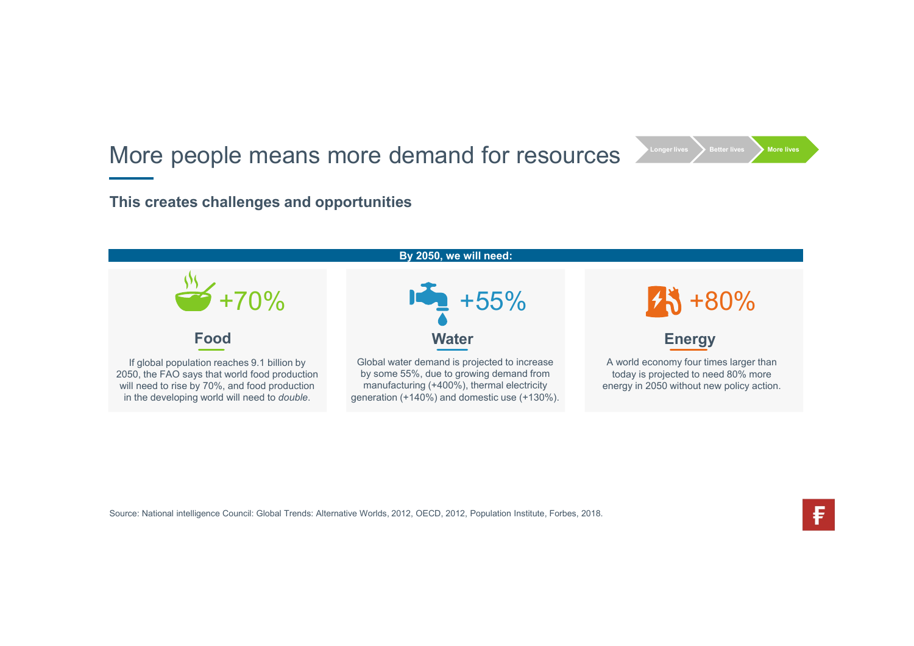# More people means more demand for resources

Longer lives | Better lives | More lives

## This creates challenges and opportunities

**By 2050, we will need:**

### +70% Food

If global population reaches 9.1 billion by 2050, the FAO says that world food production will need to rise by 70%, and food production in the developing world will need to *double*.

### +55% Water

Global water demand is projected to increase by some 55%, due to growing demand from manufacturing (+400%), thermal electricity generation (+140%) and domestic use (+130%).

### +80% Energy

A world economy four times larger than today is projected to need 80% more energy in 2050 without new policy action.

Source: National intelligence Council: Global Trends: Alternative Worlds, 2012, OECD, 2012, Population Institute, Forbes, 2018.